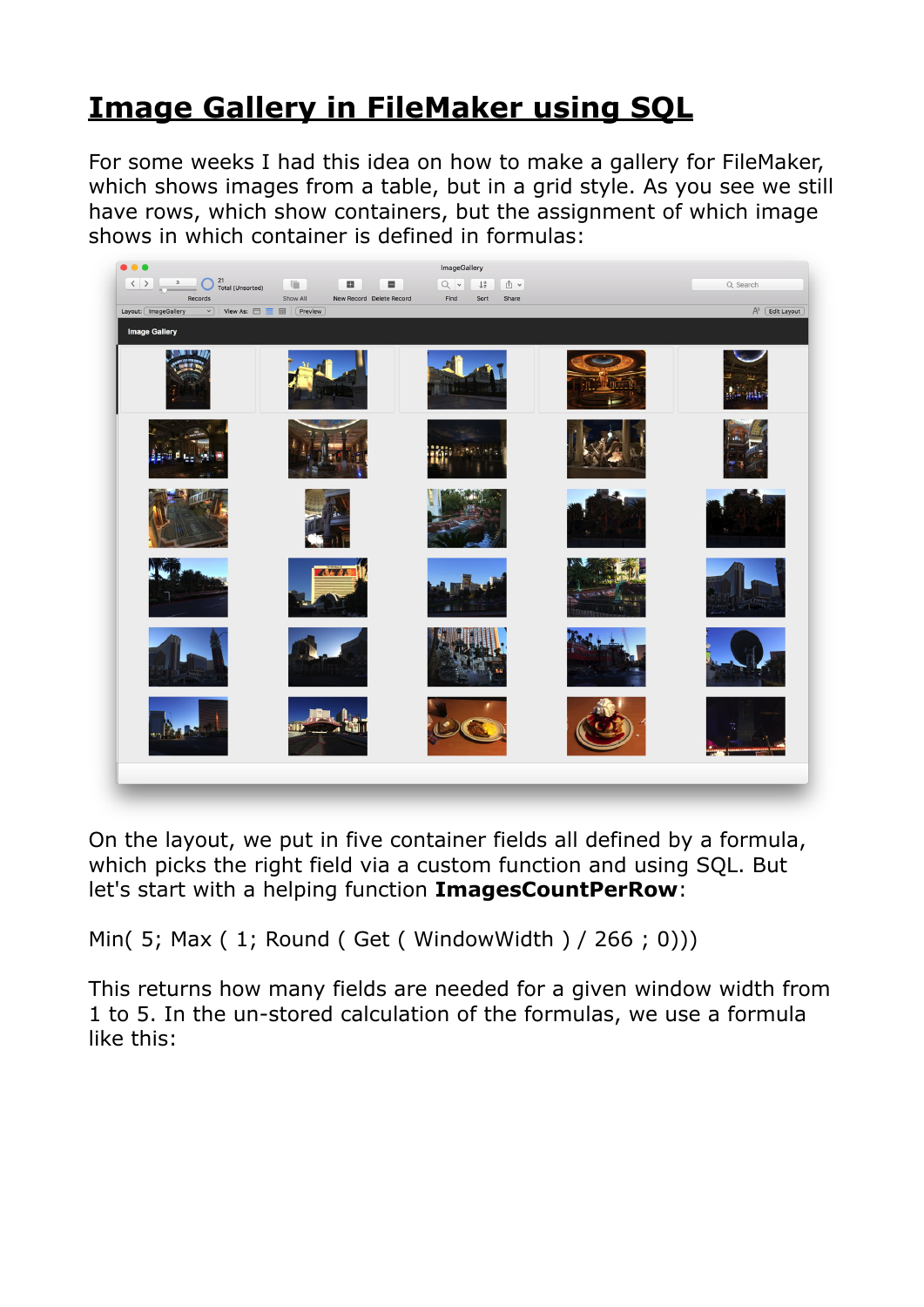# Image Gallery in FileMaker using SQL

For some weeks I had this idea on how to make a gallery for FileMaker, which shows images from a table, but in a grid style. As you see we still have rows, which show containers, but the assignment of which image shows in which container is defined in formulas:

On the layout, we put in five container fields all defined by a formula, which picks the right field via a custom function and using SQL. But let's start with a helping function **ImagesCountPerRow**:

```
Min( 5; Max ( 1; Round ( Get ( WindowWidth ) / 266 ; 0)))
```

This returns how many fields are needed for a given window width from 1 to 5. In the un-stored calculation of the formulas, we use a formula like this: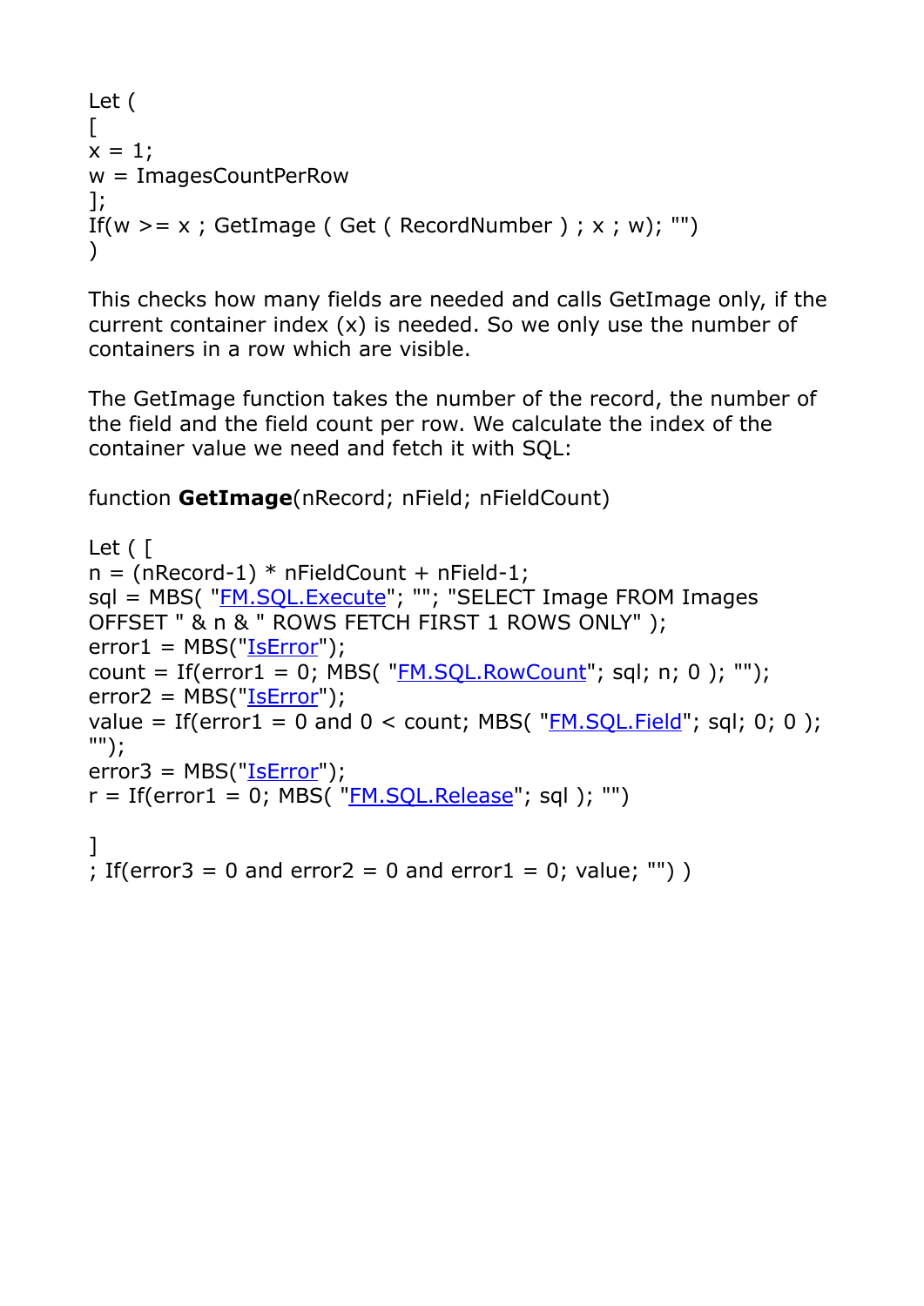```
Let (
[
x = 1;
w = ImagesCountPerRow
];
If(w >= x ; GetImage ( Get ( RecordNumber ) ; x ; w); "")
)
```

This checks how many fields are needed and calls GetImage only, if the current container index (x) is needed. So we only use the number of containers in a row which are visible.

The GetImage function takes the number of the record, the number of the field and the field count per row. We calculate the index of the container value we need and fetch it with SQL:

function **GetImage**(nRecord; nField; nFieldCount)

```
Let ( [
n = (nRecord-1) * nFieldCount + nField-1;
sql = MBS( "FM.SQL.Execute"; ""; "SELECT Image FROM Images OFFSET " & n & " ROWS FETCH FIRST 1 ROWS ONLY" );
error1 = MBS("IsError");
count = If(error1 = 0; MBS( "FM.SQL.RowCount"; sql; n; 0 ); "");
error2 = MBS("IsError");
value = If(error1 = 0 and 0 < count; MBS( "FM.SQL.Field"; sql; 0; 0 ); "");
error3 = MBS("IsError");
r = If(error1 = 0; MBS( "FM.SQL.Release"; sql ); "")

]
; If(error3 = 0 and error2 = 0 and error1 = 0; value; "") )
```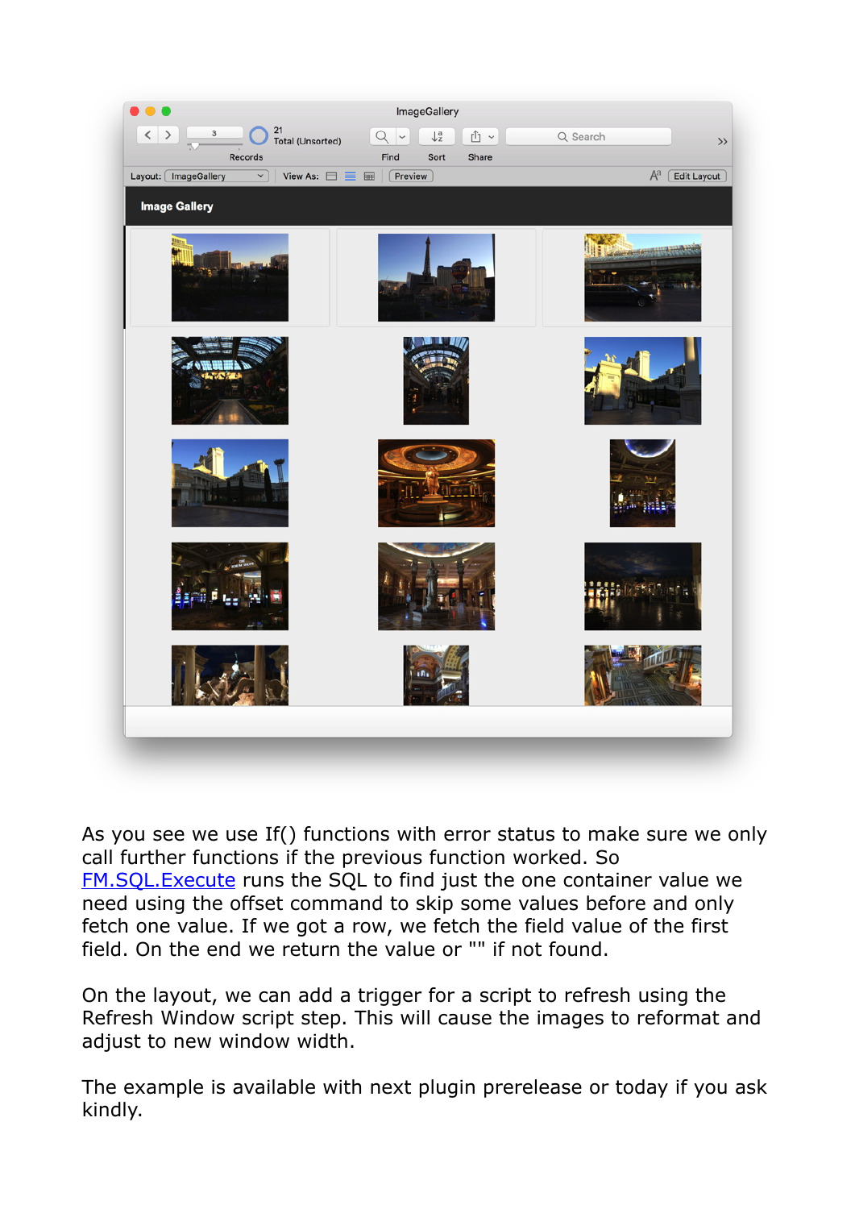As you see we use If() functions with error status to make sure we only call further functions if the previous function worked. So [FM.SQL.Execute](FM.SQL.Execute) runs the SQL to find just the one container value we need using the offset command to skip some values before and only fetch one value. If we got a row, we fetch the field value of the first field. On the end we return the value or "" if not found.

On the layout, we can add a trigger for a script to refresh using the Refresh Window script step. This will cause the images to reformat and adjust to new window width.

The example is available with next plugin prerelease or today if you ask kindly.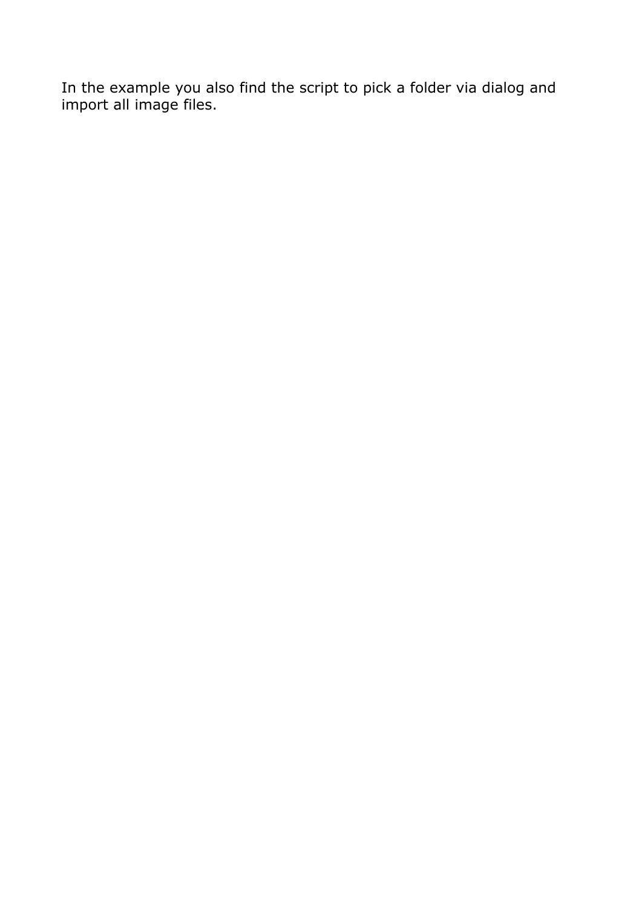In the example you also find the script to pick a folder via dialog and import all image files.